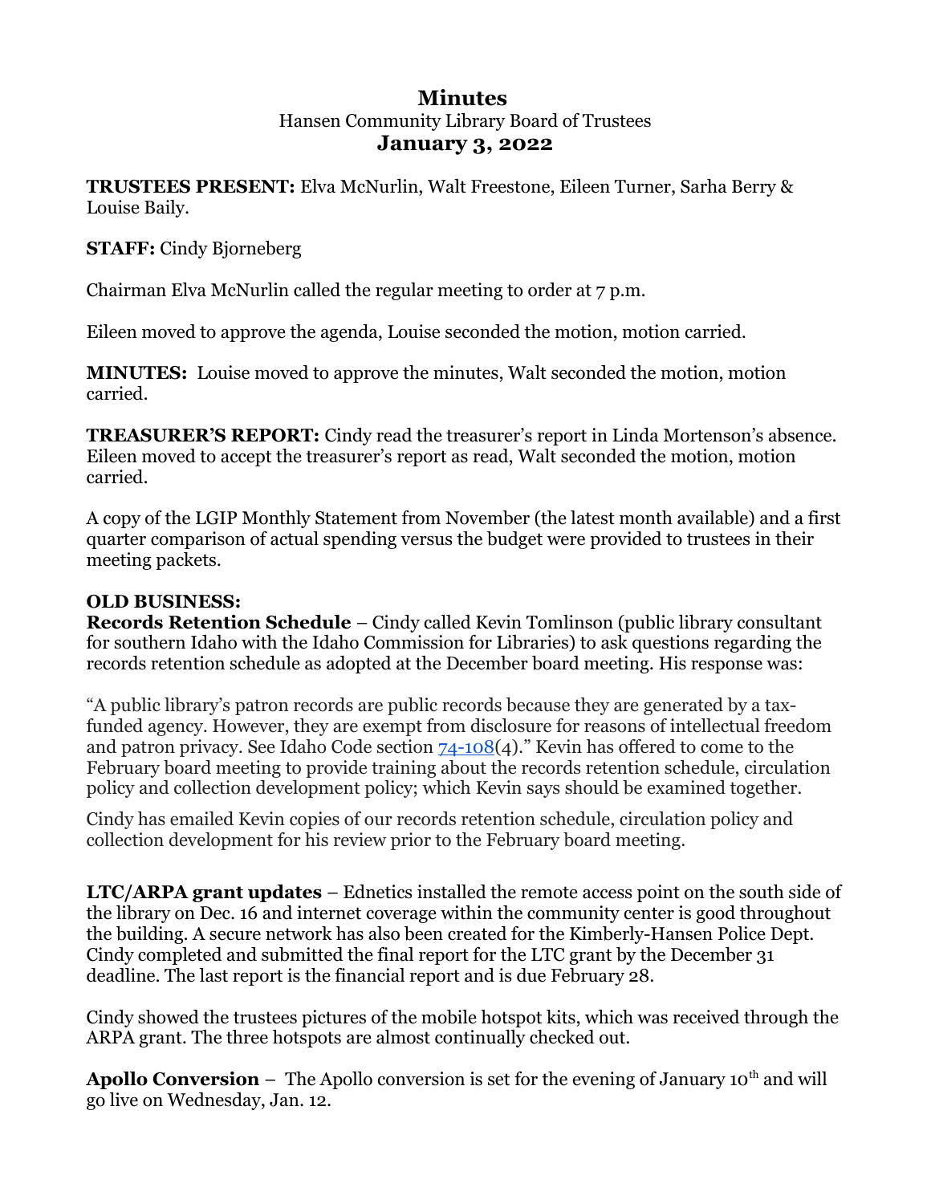# Minutes

Hansen Community Library Board of Trustees

## January 3, 2022

**TRUSTEES PRESENT:** Elva McNurlin, Walt Freestone, Eileen Turner, Sarha Berry & Louise Baily.

**STAFF:** Cindy Bjorneberg

Chairman Elva McNurlin called the regular meeting to order at 7 p.m.

Eileen moved to approve the agenda, Louise seconded the motion, motion carried.

**MINUTES:** Louise moved to approve the minutes, Walt seconded the motion, motion carried.

**TREASURER'S REPORT:** Cindy read the treasurer's report in Linda Mortenson's absence. Eileen moved to accept the treasurer's report as read, Walt seconded the motion, motion carried.

A copy of the LGIP Monthly Statement from November (the latest month available) and a first quarter comparison of actual spending versus the budget were provided to trustees in their meeting packets.

**OLD BUSINESS:**

**Records Retention Schedule** – Cindy called Kevin Tomlinson (public library consultant for southern Idaho with the Idaho Commission for Libraries) to ask questions regarding the records retention schedule as adopted at the December board meeting. His response was:

"A public library's patron records are public records because they are generated by a tax-funded agency. However, they are exempt from disclosure for reasons of intellectual freedom and patron privacy. See Idaho Code section 74-108(4)." Kevin has offered to come to the February board meeting to provide training about the records retention schedule, circulation policy and collection development policy; which Kevin says should be examined together.

Cindy has emailed Kevin copies of our records retention schedule, circulation policy and collection development for his review prior to the February board meeting.

**LTC/ARPA grant updates** – Ednetics installed the remote access point on the south side of the library on Dec. 16 and internet coverage within the community center is good throughout the building. A secure network has also been created for the Kimberly-Hansen Police Dept. Cindy completed and submitted the final report for the LTC grant by the December 31 deadline. The last report is the financial report and is due February 28.

Cindy showed the trustees pictures of the mobile hotspot kits, which was received through the ARPA grant. The three hotspots are almost continually checked out.

**Apollo Conversion** – The Apollo conversion is set for the evening of January 10th and will go live on Wednesday, Jan. 12.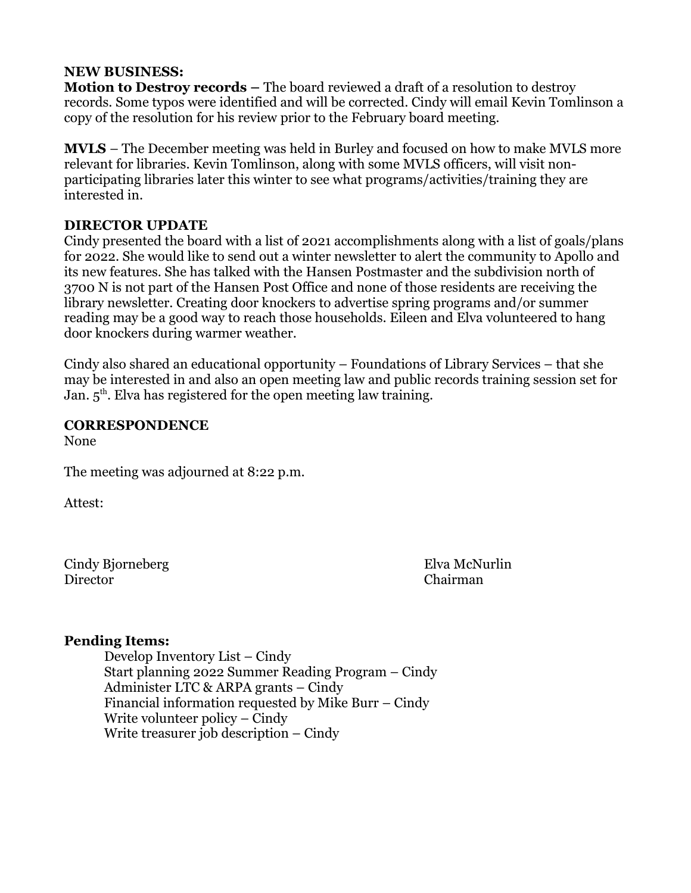**NEW BUSINESS:**

**Motion to Destroy records –** The board reviewed a draft of a resolution to destroy records. Some typos were identified and will be corrected. Cindy will email Kevin Tomlinson a copy of the resolution for his review prior to the February board meeting.

**MVLS** – The December meeting was held in Burley and focused on how to make MVLS more relevant for libraries. Kevin Tomlinson, along with some MVLS officers, will visit non-participating libraries later this winter to see what programs/activities/training they are interested in.

**DIRECTOR UPDATE**

Cindy presented the board with a list of 2021 accomplishments along with a list of goals/plans for 2022. She would like to send out a winter newsletter to alert the community to Apollo and its new features. She has talked with the Hansen Postmaster and the subdivision north of 3700 N is not part of the Hansen Post Office and none of those residents are receiving the library newsletter. Creating door knockers to advertise spring programs and/or summer reading may be a good way to reach those households. Eileen and Elva volunteered to hang door knockers during warmer weather.

Cindy also shared an educational opportunity – Foundations of Library Services – that she may be interested in and also an open meeting law and public records training session set for Jan. 5th. Elva has registered for the open meeting law training.

**CORRESPONDENCE**

None

The meeting was adjourned at 8:22 p.m.

Attest:

Cindy Bjorneberg
Director

Elva McNurlin
Chairman

**Pending Items:**

- Develop Inventory List – Cindy
- Start planning 2022 Summer Reading Program – Cindy
- Administer LTC & ARPA grants – Cindy
- Financial information requested by Mike Burr – Cindy
- Write volunteer policy – Cindy
- Write treasurer job description – Cindy